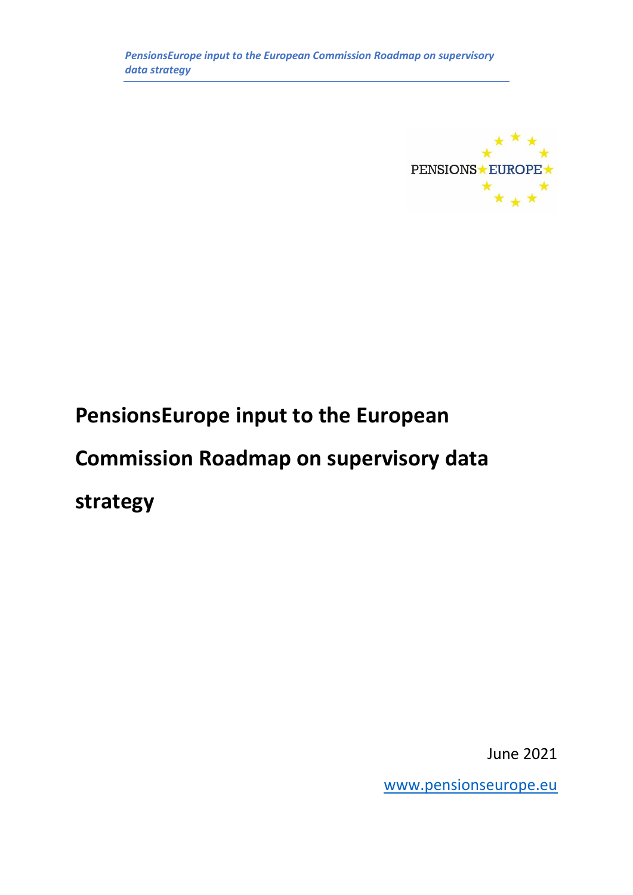# PensionsEurope input to the European Commission Roadmap on supervisory data strategy

June 2021

www.pensionseurope.eu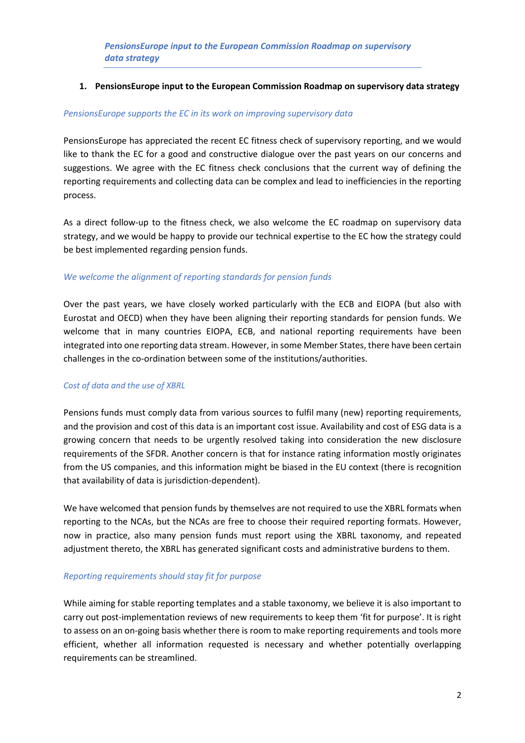*PensionsEurope input to the European Commission Roadmap on supervisory data strategy*

## 1. PensionsEurope input to the European Commission Roadmap on supervisory data strategy

*PensionsEurope supports the EC in its work on improving supervisory data*

PensionsEurope has appreciated the recent EC fitness check of supervisory reporting, and we would like to thank the EC for a good and constructive dialogue over the past years on our concerns and suggestions. We agree with the EC fitness check conclusions that the current way of defining the reporting requirements and collecting data can be complex and lead to inefficiencies in the reporting process.

As a direct follow-up to the fitness check, we also welcome the EC roadmap on supervisory data strategy, and we would be happy to provide our technical expertise to the EC how the strategy could be best implemented regarding pension funds.

*We welcome the alignment of reporting standards for pension funds*

Over the past years, we have closely worked particularly with the ECB and EIOPA (but also with Eurostat and OECD) when they have been aligning their reporting standards for pension funds. We welcome that in many countries EIOPA, ECB, and national reporting requirements have been integrated into one reporting data stream. However, in some Member States, there have been certain challenges in the co-ordination between some of the institutions/authorities.

*Cost of data and the use of XBRL*

Pensions funds must comply data from various sources to fulfil many (new) reporting requirements, and the provision and cost of this data is an important cost issue. Availability and cost of ESG data is a growing concern that needs to be urgently resolved taking into consideration the new disclosure requirements of the SFDR. Another concern is that for instance rating information mostly originates from the US companies, and this information might be biased in the EU context (there is recognition that availability of data is jurisdiction-dependent).

We have welcomed that pension funds by themselves are not required to use the XBRL formats when reporting to the NCAs, but the NCAs are free to choose their required reporting formats. However, now in practice, also many pension funds must report using the XBRL taxonomy, and repeated adjustment thereto, the XBRL has generated significant costs and administrative burdens to them.

*Reporting requirements should stay fit for purpose*

While aiming for stable reporting templates and a stable taxonomy, we believe it is also important to carry out post-implementation reviews of new requirements to keep them 'fit for purpose'. It is right to assess on an on-going basis whether there is room to make reporting requirements and tools more efficient, whether all information requested is necessary and whether potentially overlapping requirements can be streamlined.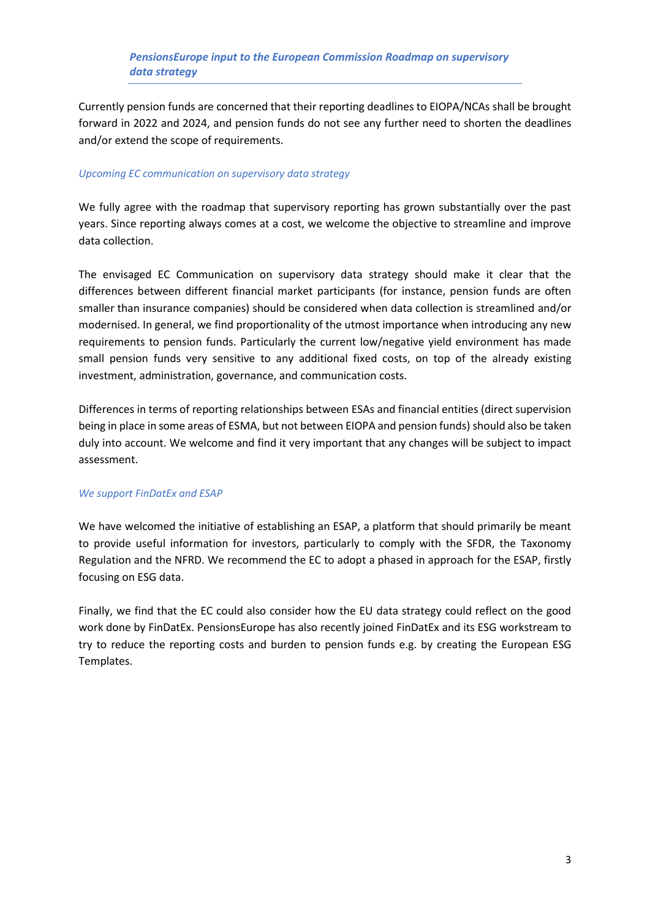*PensionsEurope input to the European Commission Roadmap on supervisory data strategy*

Currently pension funds are concerned that their reporting deadlines to EIOPA/NCAs shall be brought forward in 2022 and 2024, and pension funds do not see any further need to shorten the deadlines and/or extend the scope of requirements.

*Upcoming EC communication on supervisory data strategy*

We fully agree with the roadmap that supervisory reporting has grown substantially over the past years. Since reporting always comes at a cost, we welcome the objective to streamline and improve data collection.

The envisaged EC Communication on supervisory data strategy should make it clear that the differences between different financial market participants (for instance, pension funds are often smaller than insurance companies) should be considered when data collection is streamlined and/or modernised. In general, we find proportionality of the utmost importance when introducing any new requirements to pension funds. Particularly the current low/negative yield environment has made small pension funds very sensitive to any additional fixed costs, on top of the already existing investment, administration, governance, and communication costs.

Differences in terms of reporting relationships between ESAs and financial entities (direct supervision being in place in some areas of ESMA, but not between EIOPA and pension funds) should also be taken duly into account. We welcome and find it very important that any changes will be subject to impact assessment.

*We support FinDatEx and ESAP*

We have welcomed the initiative of establishing an ESAP, a platform that should primarily be meant to provide useful information for investors, particularly to comply with the SFDR, the Taxonomy Regulation and the NFRD. We recommend the EC to adopt a phased in approach for the ESAP, firstly focusing on ESG data.

Finally, we find that the EC could also consider how the EU data strategy could reflect on the good work done by FinDatEx. PensionsEurope has also recently joined FinDatEx and its ESG workstream to try to reduce the reporting costs and burden to pension funds e.g. by creating the European ESG Templates.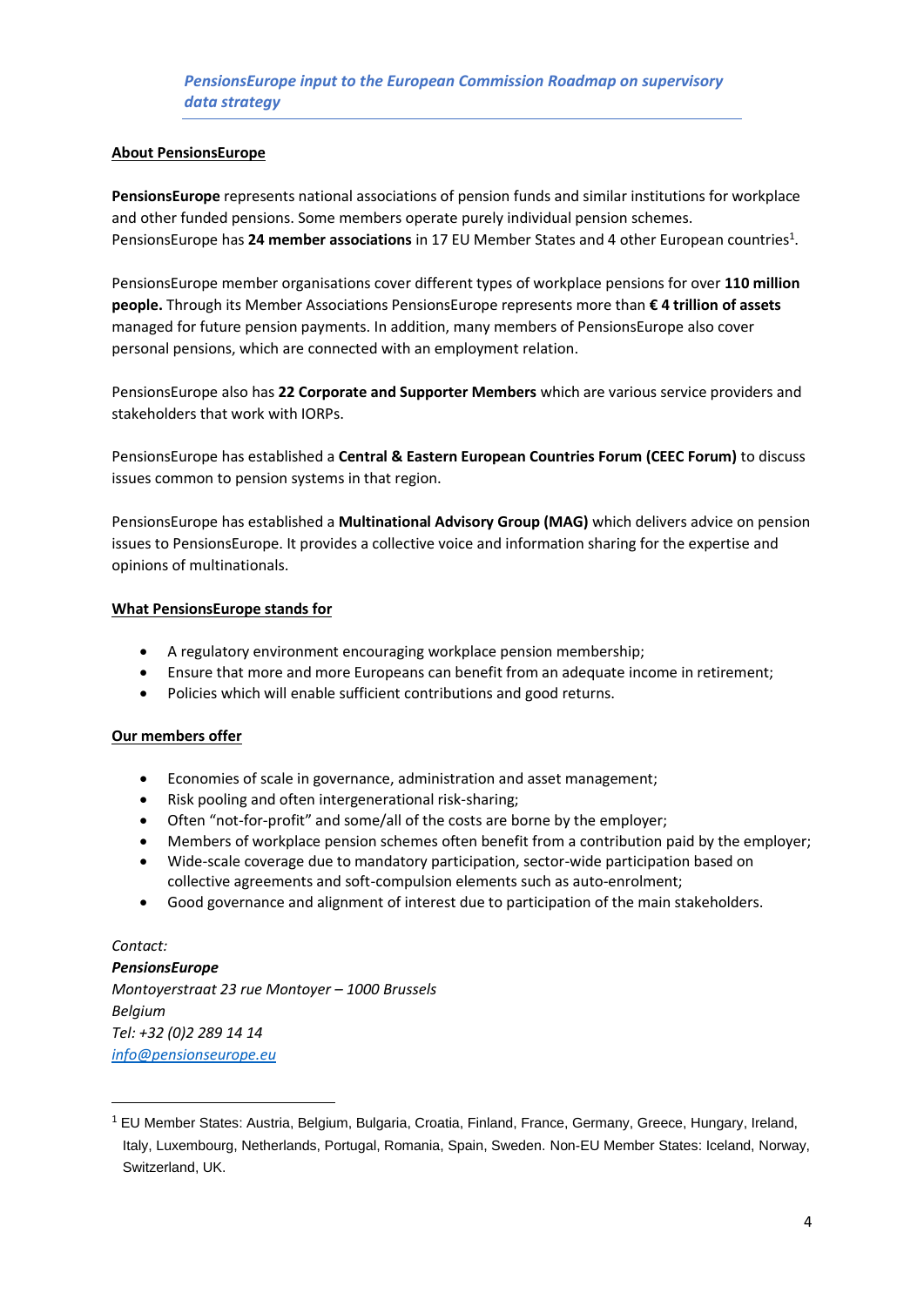*PensionsEurope input to the European Commission Roadmap on supervisory data strategy*

## About PensionsEurope

**PensionsEurope** represents national associations of pension funds and similar institutions for workplace and other funded pensions. Some members operate purely individual pension schemes. PensionsEurope has **24 member associations** in 17 EU Member States and 4 other European countries[1].

PensionsEurope member organisations cover different types of workplace pensions for over **110 million people.** Through its Member Associations PensionsEurope represents more than **€ 4 trillion of assets** managed for future pension payments. In addition, many members of PensionsEurope also cover personal pensions, which are connected with an employment relation.

PensionsEurope also has **22 Corporate and Supporter Members** which are various service providers and stakeholders that work with IORPs.

PensionsEurope has established a **Central & Eastern European Countries Forum (CEEC Forum)** to discuss issues common to pension systems in that region.

PensionsEurope has established a **Multinational Advisory Group (MAG)** which delivers advice on pension issues to PensionsEurope. It provides a collective voice and information sharing for the expertise and opinions of multinationals.

## What PensionsEurope stands for

- A regulatory environment encouraging workplace pension membership;
- Ensure that more and more Europeans can benefit from an adequate income in retirement;
- Policies which will enable sufficient contributions and good returns.

## Our members offer

- Economies of scale in governance, administration and asset management;
- Risk pooling and often intergenerational risk-sharing;
- Often "not-for-profit" and some/all of the costs are borne by the employer;
- Members of workplace pension schemes often benefit from a contribution paid by the employer;
- Wide-scale coverage due to mandatory participation, sector-wide participation based on collective agreements and soft-compulsion elements such as auto-enrolment;
- Good governance and alignment of interest due to participation of the main stakeholders.

*Contact:*
***PensionsEurope***
*Montoyerstraat 23 rue Montoyer – 1000 Brussels*
*Belgium*
*Tel: +32 (0)2 289 14 14*
*info@pensionseurope.eu*

---

[1] EU Member States: Austria, Belgium, Bulgaria, Croatia, Finland, France, Germany, Greece, Hungary, Ireland, Italy, Luxembourg, Netherlands, Portugal, Romania, Spain, Sweden. Non-EU Member States: Iceland, Norway, Switzerland, UK.